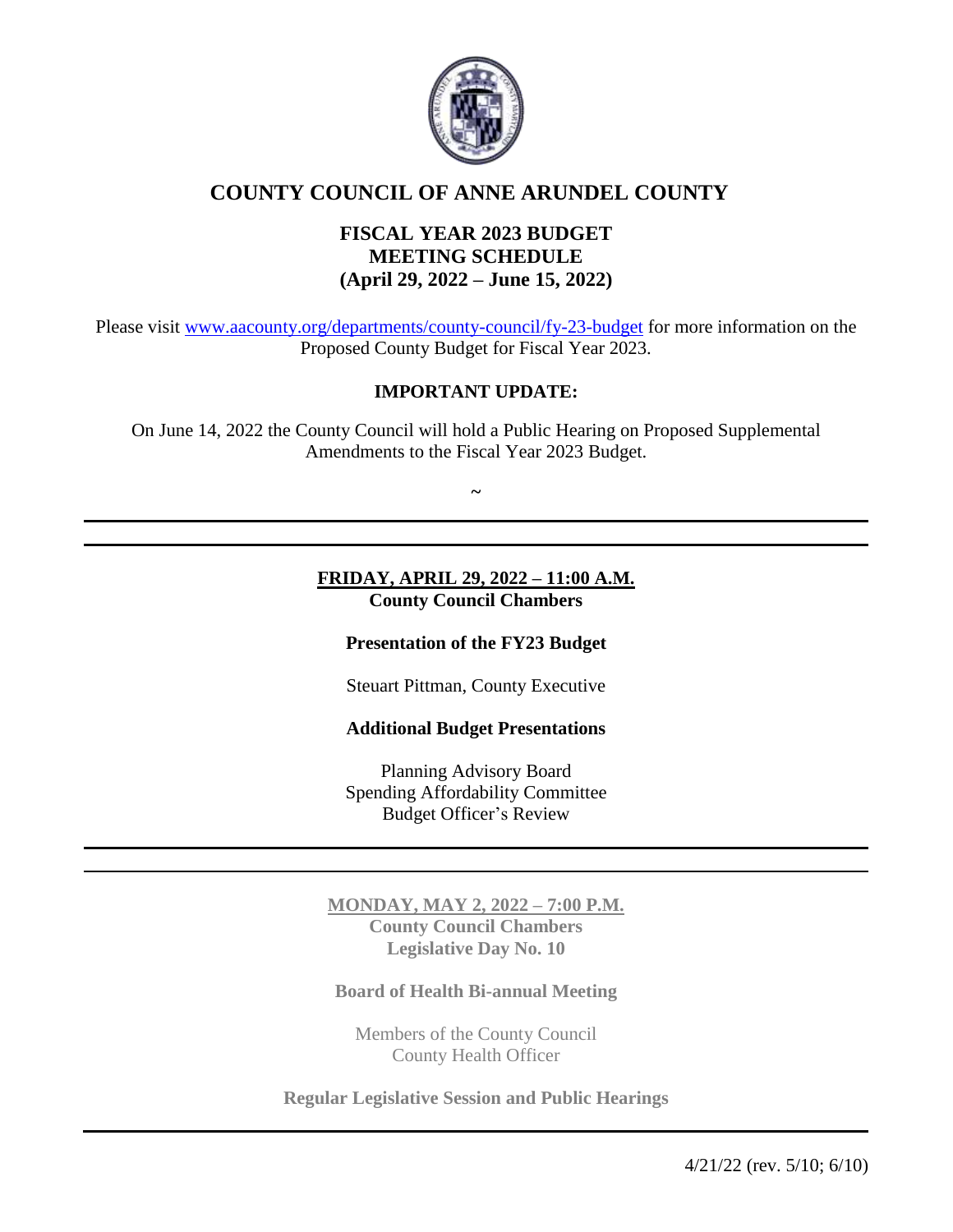# COUNTY COUNCIL OF ANNE ARUNDEL COUNTY

## FISCAL YEAR 2023 BUDGET MEETING SCHEDULE (April 29, 2022 – June 15, 2022)

Please visit [www.aacounty.org/departments/county-council/fy-23-budget](www.aacounty.org/departments/county-council/fy-23-budget) for more information on the Proposed County Budget for Fiscal Year 2023.

**IMPORTANT UPDATE:**

On June 14, 2022 the County Council will hold a Public Hearing on Proposed Supplemental Amendments to the Fiscal Year 2023 Budget.

~

---

**FRIDAY, APRIL 29, 2022 – 11:00 A.M.**
**County Council Chambers**

**Presentation of the FY23 Budget**

Steuart Pittman, County Executive

**Additional Budget Presentations**

Planning Advisory Board
Spending Affordability Committee
Budget Officer's Review

---

**MONDAY, MAY 2, 2022 – 7:00 P.M.**
**County Council Chambers**
**Legislative Day No. 10**

**Board of Health Bi-annual Meeting**

Members of the County Council
County Health Officer

**Regular Legislative Session and Public Hearings**

---

4/21/22 (rev. 5/10; 6/10)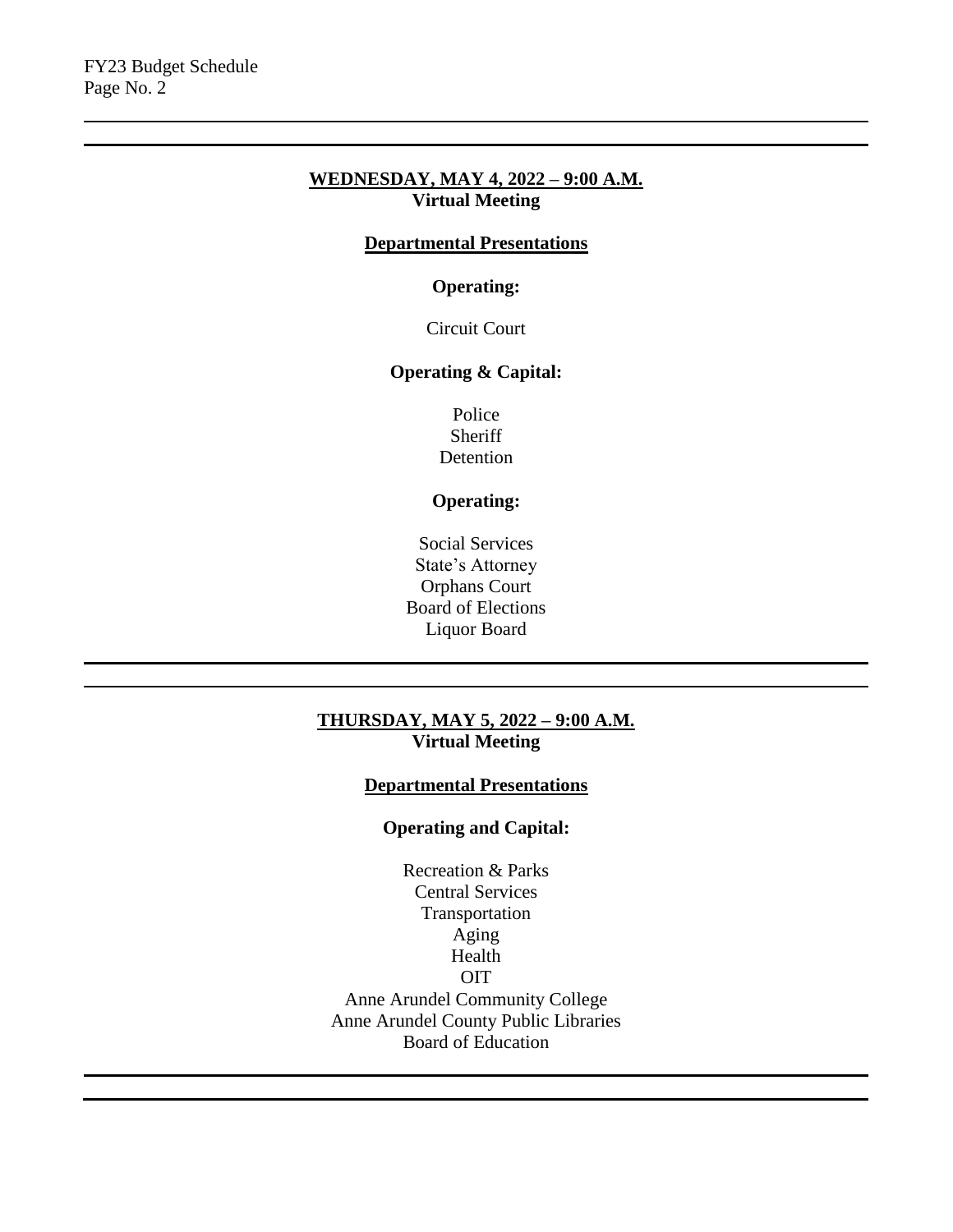---

**<u>WEDNESDAY, MAY 4, 2022 – 9:00 A.M.</u>**
**Virtual Meeting**

**<u>Departmental Presentations</u>**

**Operating:**

Circuit Court

**Operating & Capital:**

Police
Sheriff
Detention

**Operating:**

Social Services
State's Attorney
Orphans Court
Board of Elections
Liquor Board

---

**<u>THURSDAY, MAY 5, 2022 – 9:00 A.M.</u>**
**Virtual Meeting**

**<u>Departmental Presentations</u>**

**Operating and Capital:**

Recreation & Parks
Central Services
Transportation
Aging
Health
OIT
Anne Arundel Community College
Anne Arundel County Public Libraries
Board of Education

---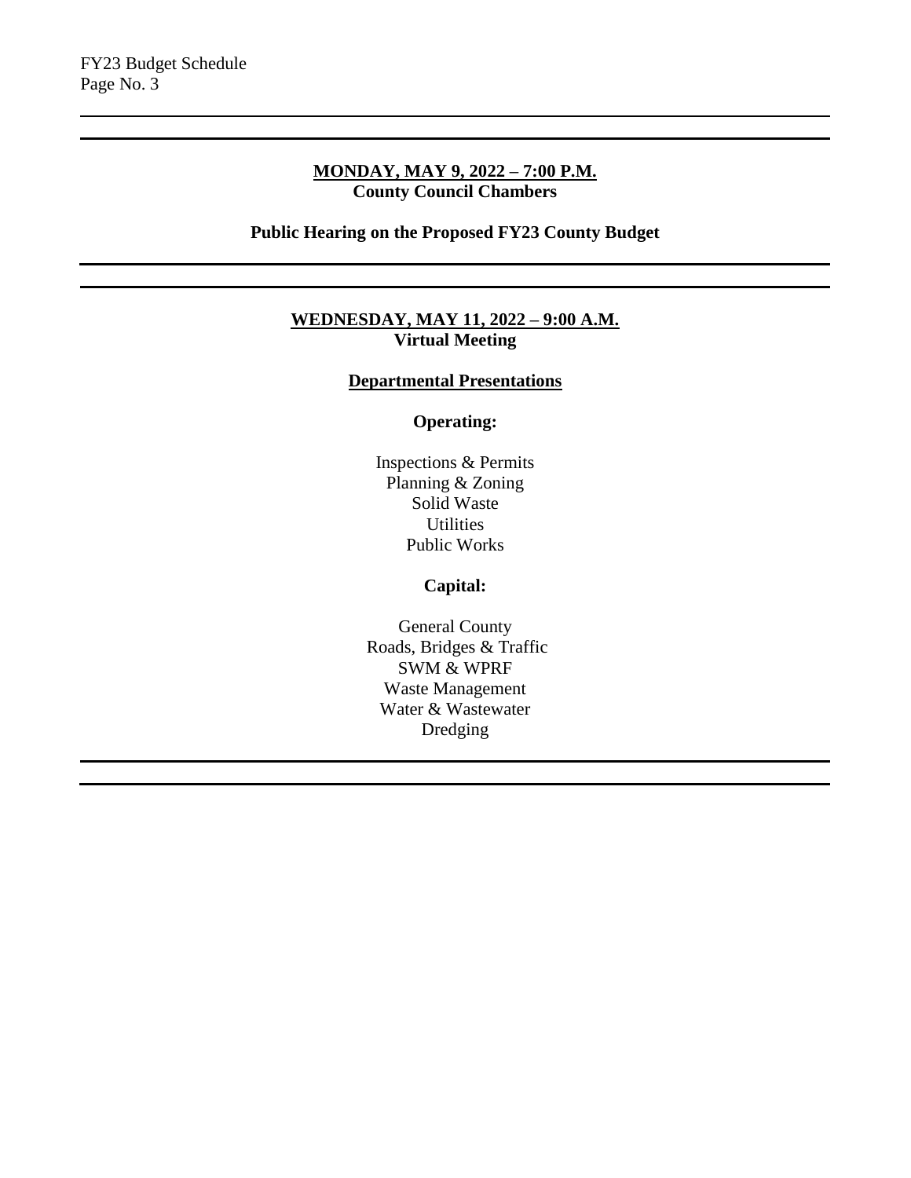---

**MONDAY, MAY 9, 2022 – 7:00 P.M.**
**County Council Chambers**

**Public Hearing on the Proposed FY23 County Budget**

---

**WEDNESDAY, MAY 11, 2022 – 9:00 A.M.**
**Virtual Meeting**

**Departmental Presentations**

**Operating:**

Inspections & Permits
Planning & Zoning
Solid Waste
Utilities
Public Works

**Capital:**

General County
Roads, Bridges & Traffic
SWM & WPRF
Waste Management
Water & Wastewater
Dredging

---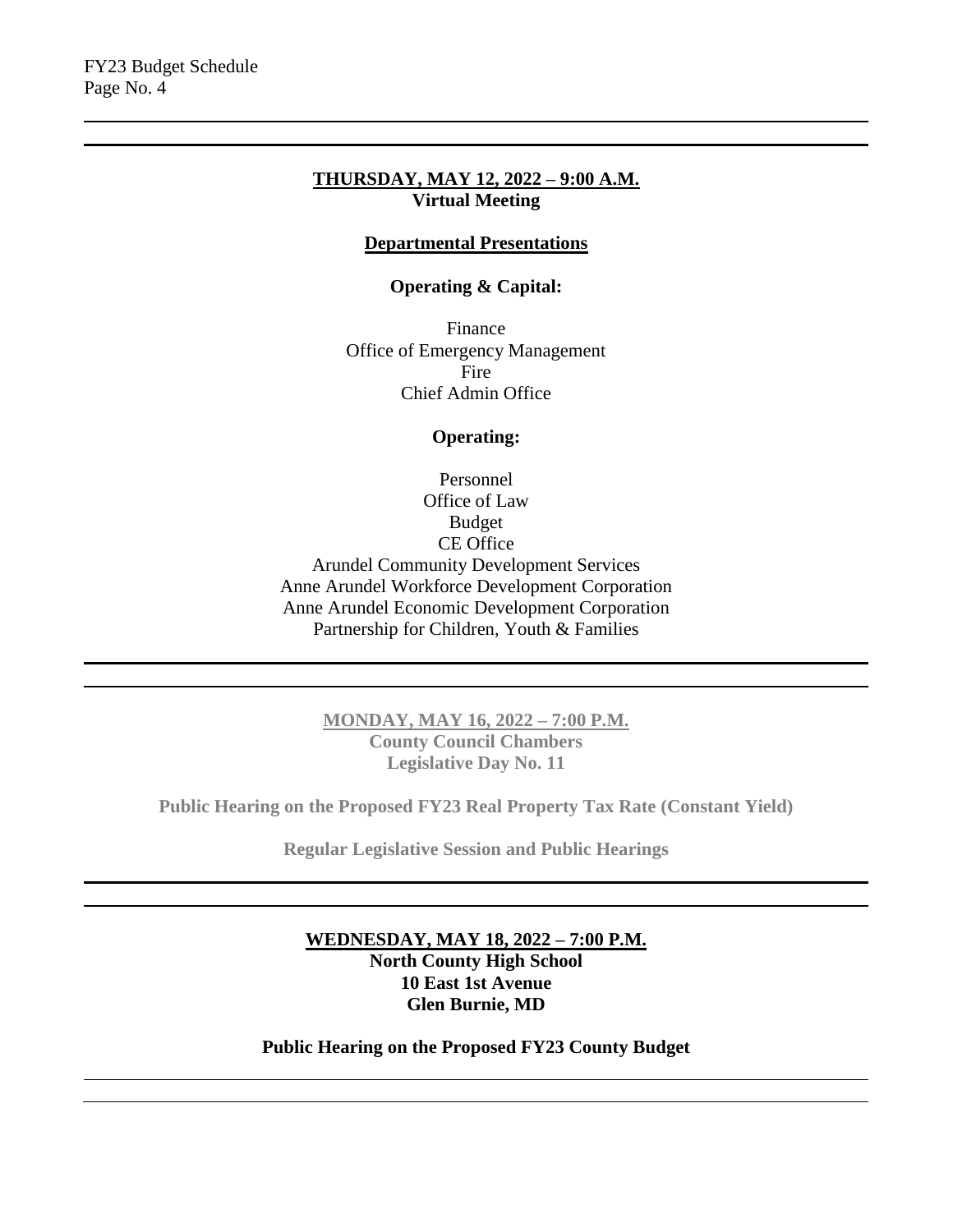**THURSDAY, MAY 12, 2022 – 9:00 A.M.**
**Virtual Meeting**

**Departmental Presentations**

**Operating & Capital:**

Finance
Office of Emergency Management
Fire
Chief Admin Office

**Operating:**

Personnel
Office of Law
Budget
CE Office
Arundel Community Development Services
Anne Arundel Workforce Development Corporation
Anne Arundel Economic Development Corporation
Partnership for Children, Youth & Families

---

**MONDAY, MAY 16, 2022 – 7:00 P.M.**
**County Council Chambers**
**Legislative Day No. 11**

**Public Hearing on the Proposed FY23 Real Property Tax Rate (Constant Yield)**

**Regular Legislative Session and Public Hearings**

---

**WEDNESDAY, MAY 18, 2022 – 7:00 P.M.**
**North County High School**
**10 East 1st Avenue**
**Glen Burnie, MD**

**Public Hearing on the Proposed FY23 County Budget**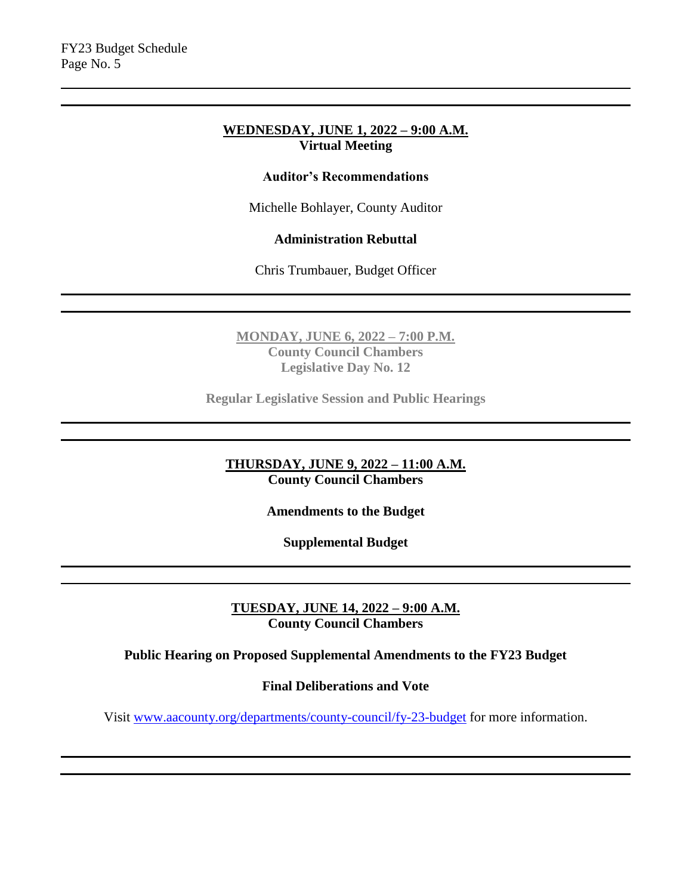**WEDNESDAY, JUNE 1, 2022 – 9:00 A.M.**
**Virtual Meeting**

**Auditor's Recommendations**

Michelle Bohlayer, County Auditor

**Administration Rebuttal**

Chris Trumbauer, Budget Officer

---

**MONDAY, JUNE 6, 2022 – 7:00 P.M.**
**County Council Chambers**
**Legislative Day No. 12**

**Regular Legislative Session and Public Hearings**

---

**THURSDAY, JUNE 9, 2022 – 11:00 A.M.**
**County Council Chambers**

**Amendments to the Budget**

**Supplemental Budget**

---

**TUESDAY, JUNE 14, 2022 – 9:00 A.M.**
**County Council Chambers**

**Public Hearing on Proposed Supplemental Amendments to the FY23 Budget**

**Final Deliberations and Vote**

Visit www.aacounty.org/departments/county-council/fy-23-budget for more information.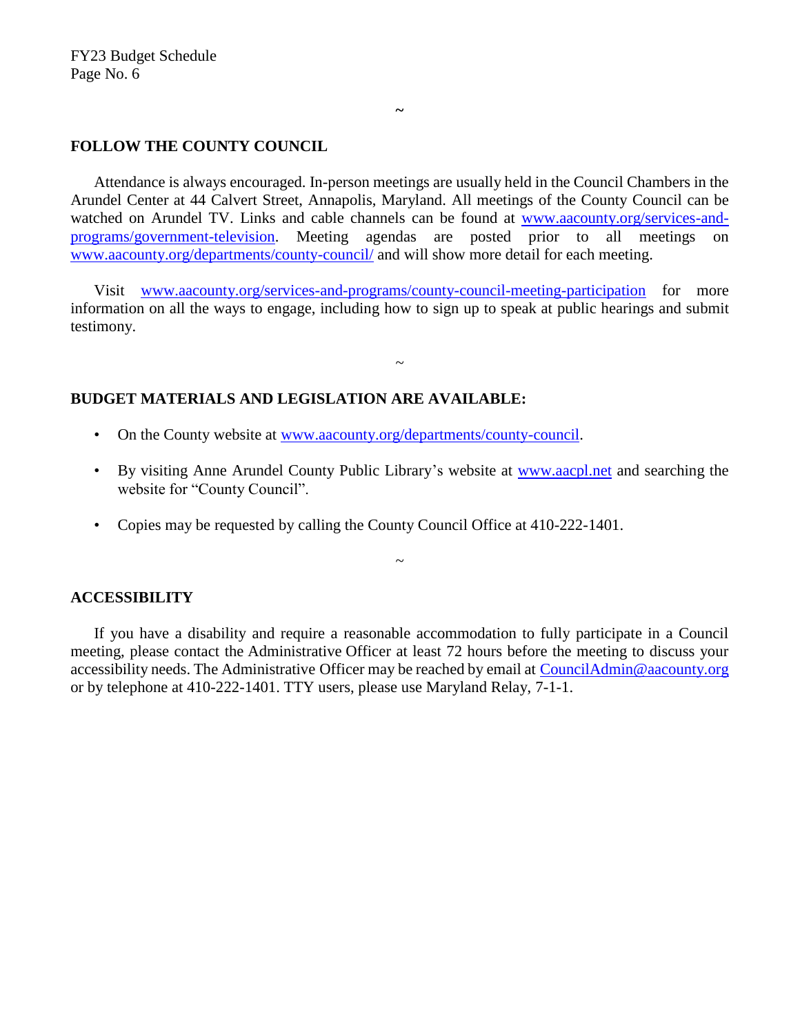~

## FOLLOW THE COUNTY COUNCIL

Attendance is always encouraged. In-person meetings are usually held in the Council Chambers in the Arundel Center at 44 Calvert Street, Annapolis, Maryland. All meetings of the County Council can be watched on Arundel TV. Links and cable channels can be found at www.aacounty.org/services-and-programs/government-television. Meeting agendas are posted prior to all meetings on www.aacounty.org/departments/county-council/ and will show more detail for each meeting.

Visit www.aacounty.org/services-and-programs/county-council-meeting-participation for more information on all the ways to engage, including how to sign up to speak at public hearings and submit testimony.

~

## BUDGET MATERIALS AND LEGISLATION ARE AVAILABLE:

- On the County website at www.aacounty.org/departments/county-council.
- By visiting Anne Arundel County Public Library's website at www.aacpl.net and searching the website for "County Council".
- Copies may be requested by calling the County Council Office at 410-222-1401.

~

## ACCESSIBILITY

If you have a disability and require a reasonable accommodation to fully participate in a Council meeting, please contact the Administrative Officer at least 72 hours before the meeting to discuss your accessibility needs. The Administrative Officer may be reached by email at CouncilAdmin@aacounty.org or by telephone at 410-222-1401. TTY users, please use Maryland Relay, 7-1-1.